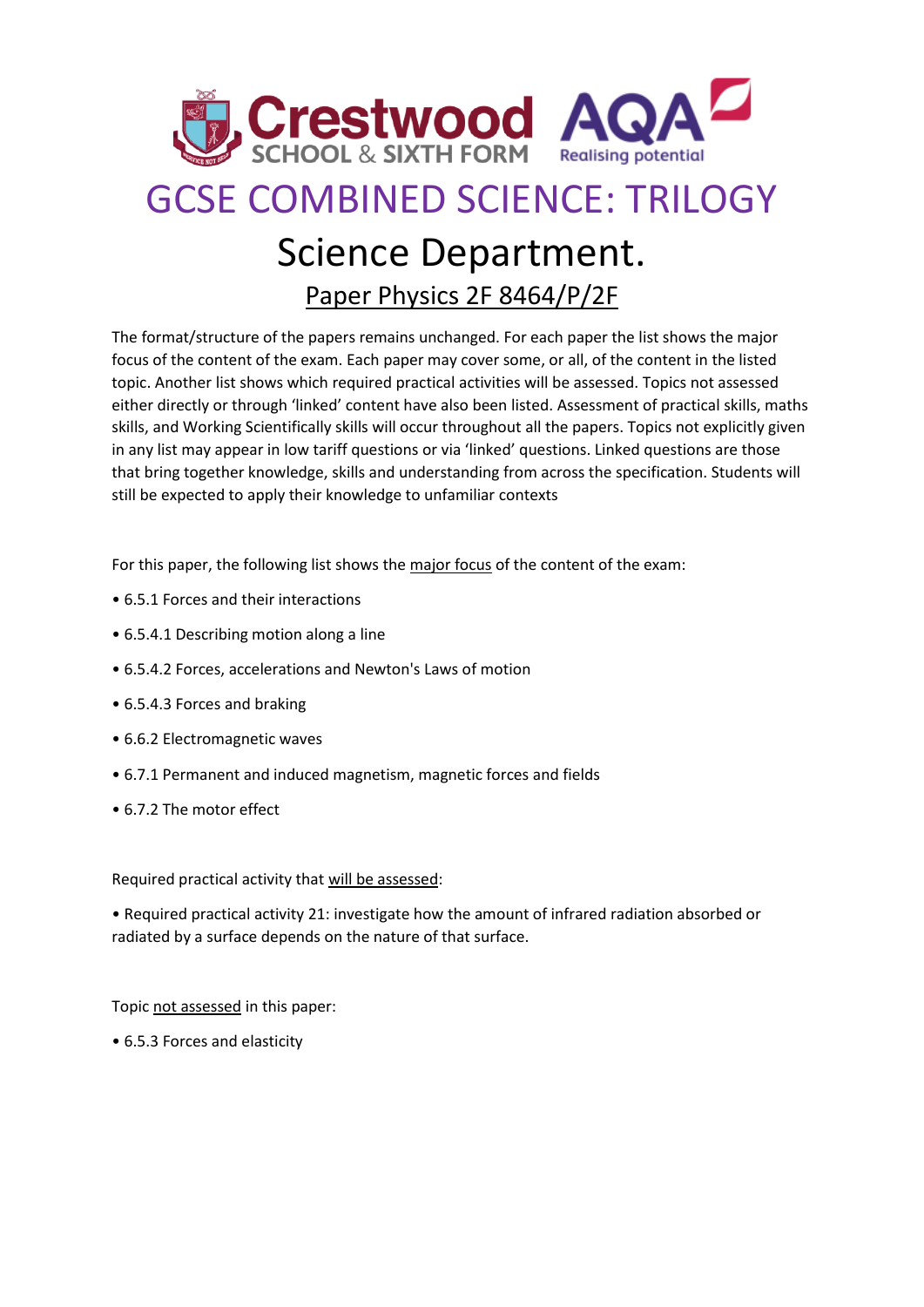# GCSE COMBINED SCIENCE: TRILOGY

## Science Department.

### Paper Physics 2F 8464/P/2F

The format/structure of the papers remains unchanged. For each paper the list shows the major focus of the content of the exam. Each paper may cover some, or all, of the content in the listed topic. Another list shows which required practical activities will be assessed. Topics not assessed either directly or through 'linked' content have also been listed. Assessment of practical skills, maths skills, and Working Scientifically skills will occur throughout all the papers. Topics not explicitly given in any list may appear in low tariff questions or via 'linked' questions. Linked questions are those that bring together knowledge, skills and understanding from across the specification. Students will still be expected to apply their knowledge to unfamiliar contexts

For this paper, the following list shows the major focus of the content of the exam:

- 6.5.1 Forces and their interactions
- 6.5.4.1 Describing motion along a line
- 6.5.4.2 Forces, accelerations and Newton's Laws of motion
- 6.5.4.3 Forces and braking
- 6.6.2 Electromagnetic waves
- 6.7.1 Permanent and induced magnetism, magnetic forces and fields
- 6.7.2 The motor effect

Required practical activity that will be assessed:

- Required practical activity 21: investigate how the amount of infrared radiation absorbed or radiated by a surface depends on the nature of that surface.

Topic not assessed in this paper:

- 6.5.3 Forces and elasticity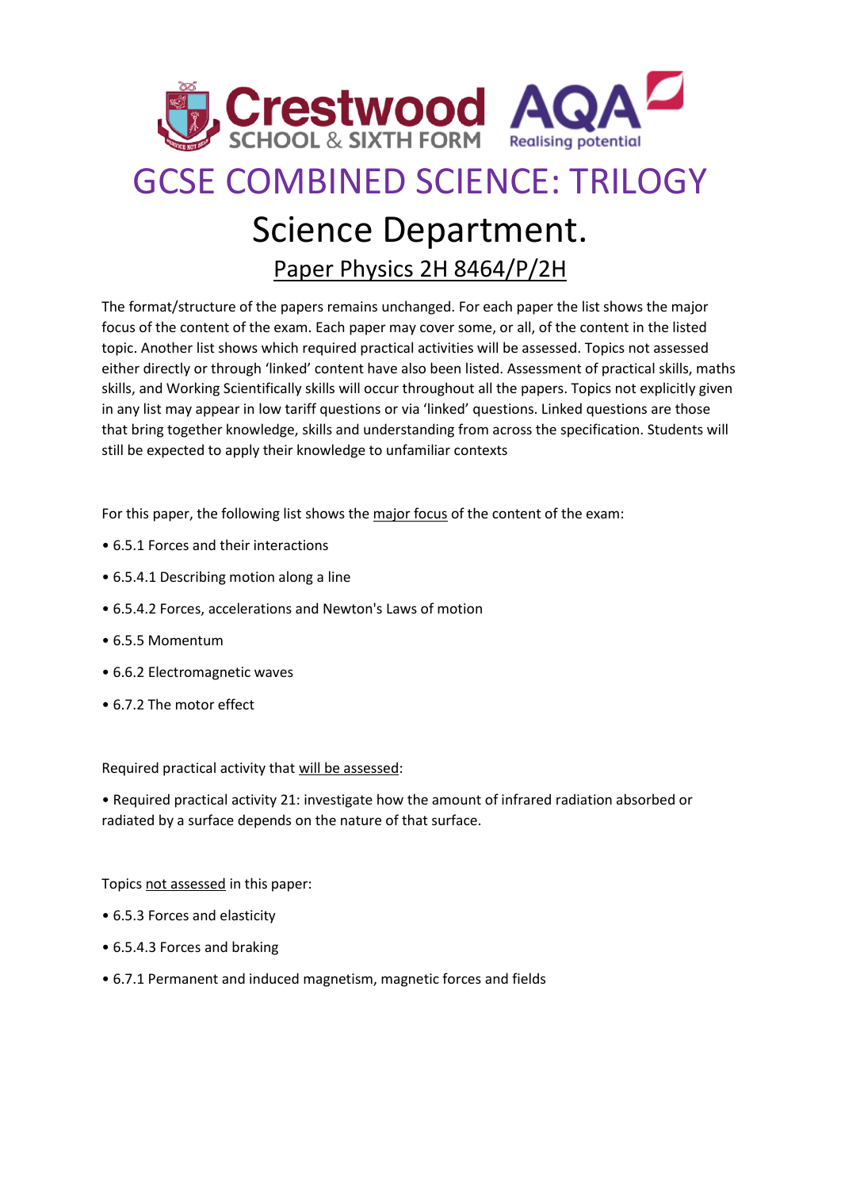# GCSE COMBINED SCIENCE: TRILOGY

## Science Department.

### Paper Physics 2H 8464/P/2H

The format/structure of the papers remains unchanged. For each paper the list shows the major focus of the content of the exam. Each paper may cover some, or all, of the content in the listed topic. Another list shows which required practical activities will be assessed. Topics not assessed either directly or through 'linked' content have also been listed. Assessment of practical skills, maths skills, and Working Scientifically skills will occur throughout all the papers. Topics not explicitly given in any list may appear in low tariff questions or via 'linked' questions. Linked questions are those that bring together knowledge, skills and understanding from across the specification. Students will still be expected to apply their knowledge to unfamiliar contexts

For this paper, the following list shows the major focus of the content of the exam:

- 6.5.1 Forces and their interactions
- 6.5.4.1 Describing motion along a line
- 6.5.4.2 Forces, accelerations and Newton's Laws of motion
- 6.5.5 Momentum
- 6.6.2 Electromagnetic waves
- 6.7.2 The motor effect

Required practical activity that will be assessed:

- Required practical activity 21: investigate how the amount of infrared radiation absorbed or radiated by a surface depends on the nature of that surface.

Topics not assessed in this paper:

- 6.5.3 Forces and elasticity
- 6.5.4.3 Forces and braking
- 6.7.1 Permanent and induced magnetism, magnetic forces and fields